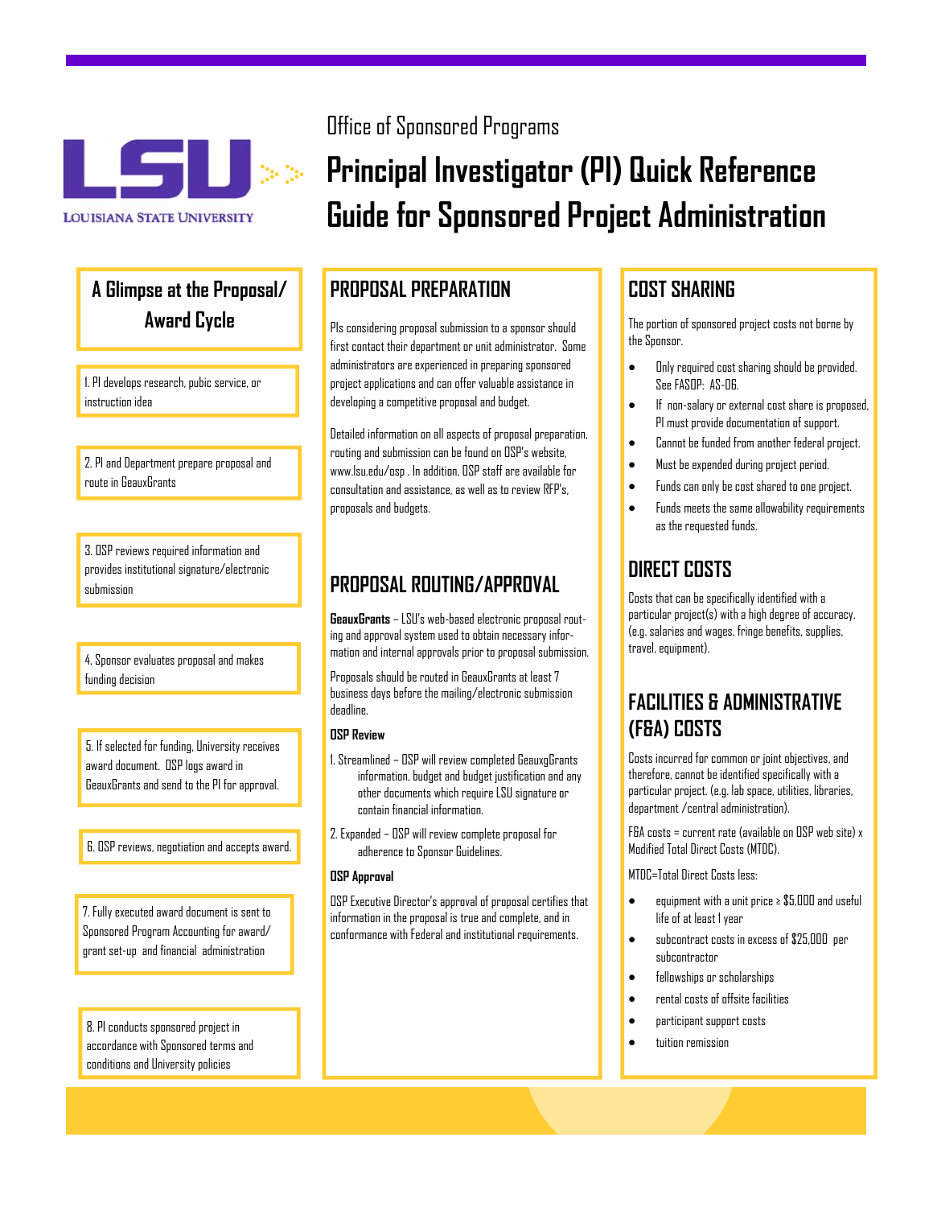Office of Sponsored Programs

# Principal Investigator (PI) Quick Reference Guide for Sponsored Project Administration

## A Glimpse at the Proposal/ Award Cycle

1. PI develops research, pubic service, or instruction idea

2. PI and Department prepare proposal and route in GeauxGrants

3. OSP reviews required information and provides institutional signature/electronic submission

4. Sponsor evaluates proposal and makes funding decision

5. If selected for funding, University receives award document. OSP logs award in GeauxGrants and send to the PI for approval.

6. OSP reviews, negotiation and accepts award.

7. Fully executed award document is sent to Sponsored Program Accounting for award/ grant set-up and financial administration

8. PI conducts sponsored project in accordance with Sponsored terms and conditions and University policies

## PROPOSAL PREPARATION

PIs considering proposal submission to a sponsor should first contact their department or unit administrator. Some administrators are experienced in preparing sponsored project applications and can offer valuable assistance in developing a competitive proposal and budget.

Detailed information on all aspects of proposal preparation, routing and submission can be found on OSP's website, www.lsu.edu/osp . In addition, OSP staff are available for consultation and assistance, as well as to review RFP's, proposals and budgets.

## PROPOSAL ROUTING/APPROVAL

**GeauxGrants** – LSU's web-based electronic proposal routing and approval system used to obtain necessary information and internal approvals prior to proposal submission.

Proposals should be routed in GeauxGrants at least 7 business days before the mailing/electronic submission deadline.

**OSP Review**

1. Streamlined – OSP will review completed GeauxgGrants information, budget and budget justification and any other documents which require LSU signature or contain financial information.
2. Expanded – OSP will review complete proposal for adherence to Sponsor Guidelines.

**OSP Approval**

OSP Executive Director's approval of proposal certifies that information in the proposal is true and complete, and in conformance with Federal and institutional requirements.

## COST SHARING

The portion of sponsored project costs not borne by the Sponsor.

- Only required cost sharing should be provided. See FASOP: AS-06.
- If non-salary or external cost share is proposed, PI must provide documentation of support.
- Cannot be funded from another federal project.
- Must be expended during project period.
- Funds can only be cost shared to one project.
- Funds meets the same allowability requirements as the requested funds.

## DIRECT COSTS

Costs that can be specifically identified with a particular project(s) with a high degree of accuracy. (e.g. salaries and wages, fringe benefits, supplies, travel, equipment).

## FACILITIES & ADMINISTRATIVE (F&A) COSTS

Costs incurred for common or joint objectives, and therefore, cannot be identified specifically with a particular project. (e.g. lab space, utilities, libraries, department /central administration).

F&A costs = current rate (available on OSP web site) x Modified Total Direct Costs (MTDC).

MTDC=Total Direct Costs less:

- equipment with a unit price ≥ $5,000 and useful life of at least 1 year
- subcontract costs in excess of $25,000 per subcontractor
- fellowships or scholarships
- rental costs of offsite facilities
- participant support costs
- tuition remission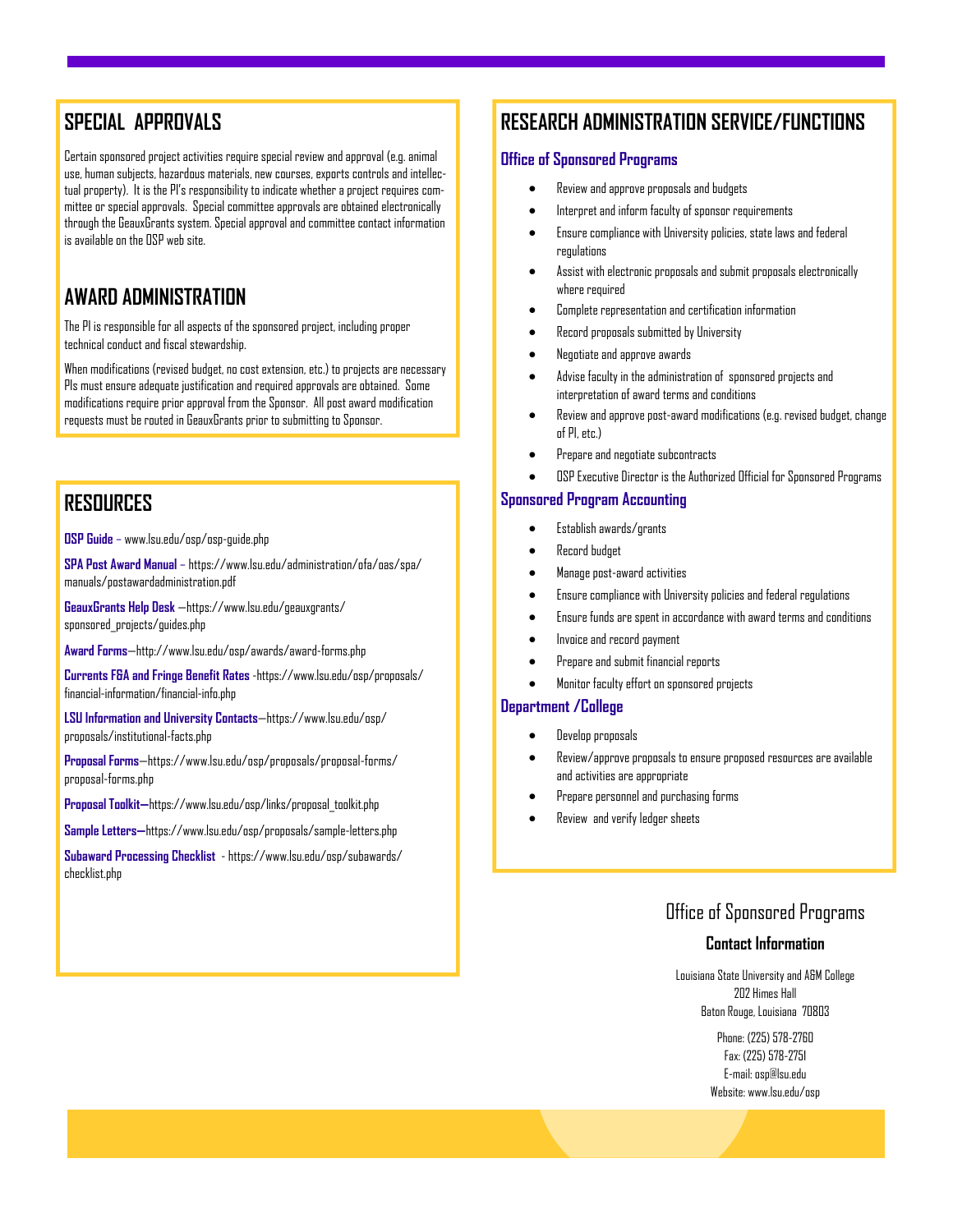## SPECIAL APPROVALS

Certain sponsored project activities require special review and approval (e.g. animal use, human subjects, hazardous materials, new courses, exports controls and intellectual property). It is the PI's responsibility to indicate whether a project requires committee or special approvals. Special committee approvals are obtained electronically through the GeauxGrants system. Special approval and committee contact information is available on the OSP web site.

## AWARD ADMINISTRATION

The PI is responsible for all aspects of the sponsored project, including proper technical conduct and fiscal stewardship.

When modifications (revised budget, no cost extension, etc.) to projects are necessary PIs must ensure adequate justification and required approvals are obtained. Some modifications require prior approval from the Sponsor. All post award modification requests must be routed in GeauxGrants prior to submitting to Sponsor.

## RESOURCES

**OSP Guide** – www.lsu.edu/osp/osp-guide.php

**SPA Post Award Manual** – https://www.lsu.edu/administration/ofa/oas/spa/manuals/postawardadministration.pdf

**GeauxGrants Help Desk** –https://www.lsu.edu/geauxgrants/sponsored_projects/guides.php

**Award Forms**—http://www.lsu.edu/osp/awards/award-forms.php

**Currents F&A and Fringe Benefit Rates** -https://www.lsu.edu/osp/proposals/financial-information/financial-info.php

**LSU Information and University Contacts**—https://www.lsu.edu/osp/proposals/institutional-facts.php

**Proposal Forms**—https://www.lsu.edu/osp/proposals/proposal-forms/proposal-forms.php

**Proposal Toolkit—**https://www.lsu.edu/osp/links/proposal_toolkit.php

**Sample Letters—**https://www.lsu.edu/osp/proposals/sample-letters.php

**Subaward Processing Checklist** - https://www.lsu.edu/osp/subawards/checklist.php

## RESEARCH ADMINISTRATION SERVICE/FUNCTIONS

### Office of Sponsored Programs

- Review and approve proposals and budgets
- Interpret and inform faculty of sponsor requirements
- Ensure compliance with University policies, state laws and federal regulations
- Assist with electronic proposals and submit proposals electronically where required
- Complete representation and certification information
- Record proposals submitted by University
- Negotiate and approve awards
- Advise faculty in the administration of sponsored projects and interpretation of award terms and conditions
- Review and approve post-award modifications (e.g. revised budget, change of PI, etc.)
- Prepare and negotiate subcontracts
- OSP Executive Director is the Authorized Official for Sponsored Programs

### Sponsored Program Accounting

- Establish awards/grants
- Record budget
- Manage post-award activities
- Ensure compliance with University policies and federal regulations
- Ensure funds are spent in accordance with award terms and conditions
- Invoice and record payment
- Prepare and submit financial reports
- Monitor faculty effort on sponsored projects

### Department /College

- Develop proposals
- Review/approve proposals to ensure proposed resources are available and activities are appropriate
- Prepare personnel and purchasing forms
- Review and verify ledger sheets

Office of Sponsored Programs

**Contact Information**

Louisiana State University and A&M College
202 Himes Hall
Baton Rouge, Louisiana 70803

Phone: (225) 578-2760
Fax: (225) 578-2751
E-mail: osp@lsu.edu
Website: www.lsu.edu/osp